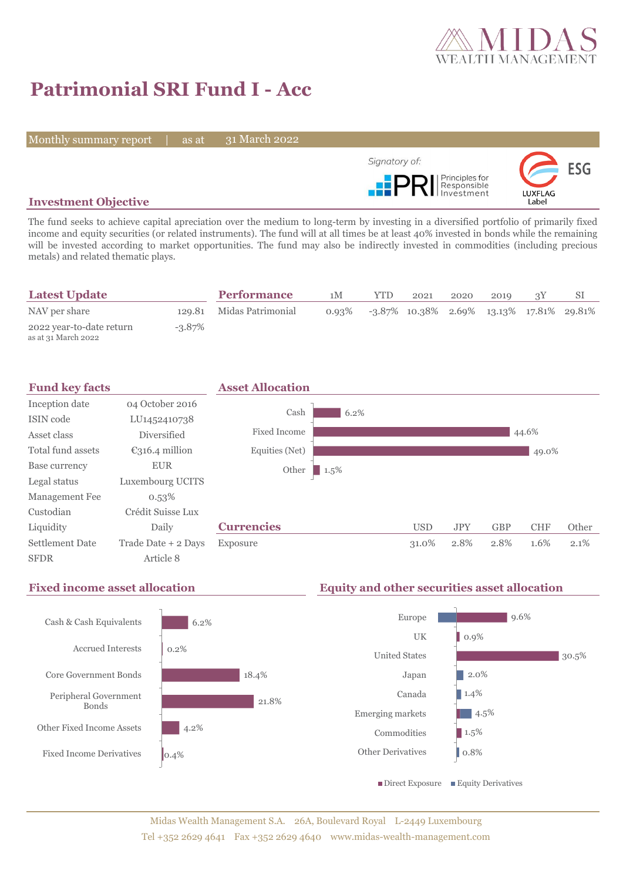# Patrimonial SRI Fund I - Acc

Monthly summary report | as at 31 March 2022

Signatory of: PRI Principles for Responsible Investment

ESG LUXFLAG Label

## Investment Objective

The fund seeks to achieve capital apreciation over the medium to long-term by investing in a diversified portfolio of primarily fixed income and equity securities (or related instruments). The fund will at all times be at least 40% invested in bonds while the remaining will be invested according to market opportunities. The fund may also be indirectly invested in commodities (including precious metals) and related thematic plays.

## Latest Update

| | |
|---|---|
| NAV per share | 129.81 |
| 2022 year-to-date return (as at 31 March 2022) | -3.87% |

## Performance

| | 1M | YTD | 2021 | 2020 | 2019 | 3Y | SI |
|---|---|---|---|---|---|---|---|
| Midas Patrimonial | 0.93% | -3.87% | 10.38% | 2.69% | 13.13% | 17.81% | 29.81% |

## Fund key facts

| | |
|---|---|
| Inception date | 04 October 2016 |
| ISIN code | LU1452410738 |
| Asset class | Diversified |
| Total fund assets | €316.4 million |
| Base currency | EUR |
| Legal status | Luxembourg UCITS |
| Management Fee | 0.53% |
| Custodian | Crédit Suisse Lux |
| Liquidity | Daily |
| Settlement Date | Trade Date + 2 Days |
| SFDR | Article 8 |

## Asset Allocation

| | |
|---|---|
| Cash | 6.2% |
| Fixed Income | 44.6% |
| Equities (Net) | 49.0% |
| Other | 1.5% |

## Currencies

| | USD | JPY | GBP | CHF | Other |
|---|---|---|---|---|---|
| Exposure | 31.0% | 2.8% | 2.8% | 1.6% | 2.1% |

## Fixed income asset allocation

| | |
|---|---|
| Cash & Cash Equivalents | 6.2% |
| Accrued Interests | 0.2% |
| Core Government Bonds | 18.4% |
| Peripheral Government Bonds | 21.8% |
| Other Fixed Income Assets | 4.2% |
| Fixed Income Derivatives | 0.4% |

## Equity and other securities asset allocation

| | |
|---|---|
| Europe | 9.6% |
| UK | 0.9% |
| United States | 30.5% |
| Japan | 2.0% |
| Canada | 1.4% |
| Emerging markets | 4.5% |
| Commodities | 1.5% |
| Other Derivatives | 0.8% |

■ Direct Exposure ■ Equity Derivatives

Midas Wealth Management S.A. 26A, Boulevard Royal L-2449 Luxembourg
Tel +352 2629 4641 Fax +352 2629 4640 www.midas-wealth-management.com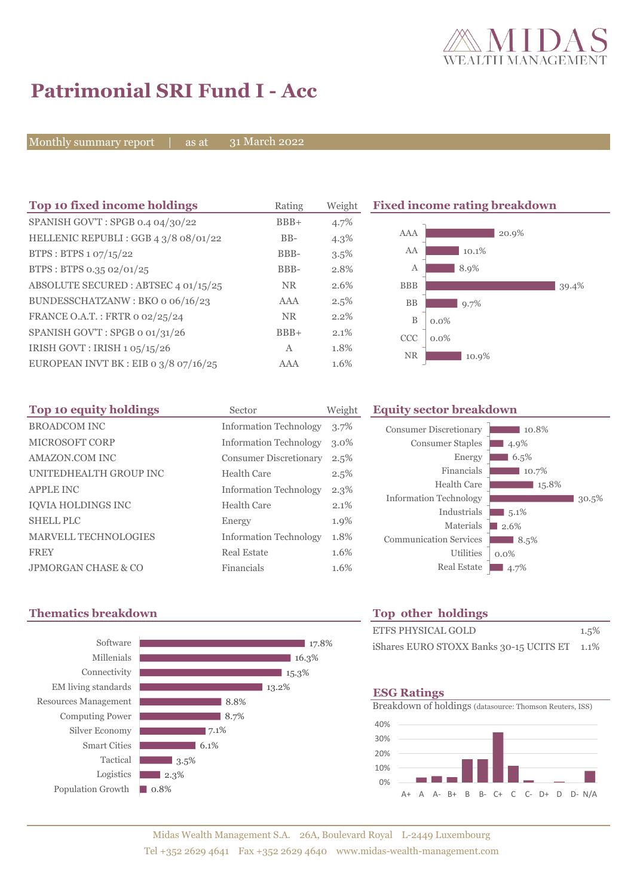# Patrimonial SRI Fund I - Acc

Monthly summary report | as at 31 March 2022

## Top 10 fixed income holdings

| Top 10 fixed income holdings | Rating | Weight |
|---|---|---|
| SPANISH GOV'T : SPGB 0.4 04/30/22 | BBB+ | 4.7% |
| HELLENIC REPUBLI : GGB 4 3/8 08/01/22 | BB- | 4.3% |
| BTPS : BTPS 1 07/15/22 | BBB- | 3.5% |
| BTPS : BTPS 0.35 02/01/25 | BBB- | 2.8% |
| ABSOLUTE SECURED : ABTSEC 4 01/15/25 | NR | 2.6% |
| BUNDESSCHATZANW : BKO 0 06/16/23 | AAA | 2.5% |
| FRANCE O.A.T. : FRTR 0 02/25/24 | NR | 2.2% |
| SPANISH GOV'T : SPGB 0 01/31/26 | BBB+ | 2.1% |
| IRISH GOVT : IRISH 1 05/15/26 | A | 1.8% |
| EUROPEAN INVT BK : EIB 0 3/8 07/16/25 | AAA | 1.6% |

## Fixed income rating breakdown

| Rating | Weight |
|---|---|
| AAA | 20.9% |
| AA | 10.1% |
| A | 8.9% |
| BBB | 39.4% |
| BB | 9.7% |
| B | 0.0% |
| CCC | 0.0% |
| NR | 10.9% |

## Top 10 equity holdings

| Top 10 equity holdings | Sector | Weight |
|---|---|---|
| BROADCOM INC | Information Technology | 3.7% |
| MICROSOFT CORP | Information Technology | 3.0% |
| AMAZON.COM INC | Consumer Discretionary | 2.5% |
| UNITEDHEALTH GROUP INC | Health Care | 2.5% |
| APPLE INC | Information Technology | 2.3% |
| IQVIA HOLDINGS INC | Health Care | 2.1% |
| SHELL PLC | Energy | 1.9% |
| MARVELL TECHNOLOGIES | Information Technology | 1.8% |
| FREY | Real Estate | 1.6% |
| JPMORGAN CHASE & CO | Financials | 1.6% |

## Equity sector breakdown

| Sector | Weight |
|---|---|
| Consumer Discretionary | 10.8% |
| Consumer Staples | 4.9% |
| Energy | 6.5% |
| Financials | 10.7% |
| Health Care | 15.8% |
| Information Technology | 30.5% |
| Industrials | 5.1% |
| Materials | 2.6% |
| Communication Services | 8.5% |
| Utilities | 0.0% |
| Real Estate | 4.7% |

## Thematics breakdown

| Theme | Weight |
|---|---|
| Software | 17.8% |
| Millenials | 16.3% |
| Connectivity | 15.3% |
| EM living standards | 13.2% |
| Resources Management | 8.8% |
| Computing Power | 8.7% |
| Silver Economy | 7.1% |
| Smart Cities | 6.1% |
| Tactical | 3.5% |
| Logistics | 2.3% |
| Population Growth | 0.8% |

## Top other holdings

| Holding | Weight |
|---|---|
| ETFS PHYSICAL GOLD | 1.5% |
| iShares EURO STOXX Banks 30-15 UCITS ET | 1.1% |

## ESG Ratings

Breakdown of holdings (datasource: Thomson Reuters, ISS)

Axis: 0%, 10%, 20%, 30%, 40%

Ratings: A+, A, A-, B+, B, B-, C+, C, C-, D+, D, D-, N/A

Midas Wealth Management S.A. 26A, Boulevard Royal L-2449 Luxembourg
Tel +352 2629 4641 Fax +352 2629 4640 www.midas-wealth-management.com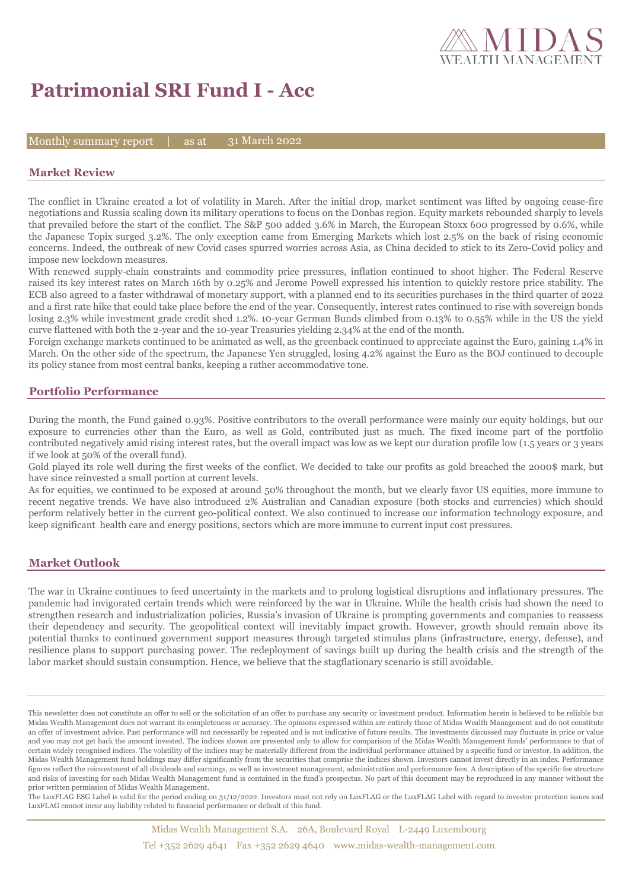# Patrimonial SRI Fund I - Acc

Monthly summary report | as at 31 March 2022

## Market Review

The conflict in Ukraine created a lot of volatility in March. After the initial drop, market sentiment was lifted by ongoing cease-fire negotiations and Russia scaling down its military operations to focus on the Donbas region. Equity markets rebounded sharply to levels that prevailed before the start of the conflict. The S&P 500 added 3.6% in March, the European Stoxx 600 progressed by 0.6%, while the Japanese Topix surged 3.2%. The only exception came from Emerging Markets which lost 2.5% on the back of rising economic concerns. Indeed, the outbreak of new Covid cases spurred worries across Asia, as China decided to stick to its Zero-Covid policy and impose new lockdown measures.

With renewed supply-chain constraints and commodity price pressures, inflation continued to shoot higher. The Federal Reserve raised its key interest rates on March 16th by 0.25% and Jerome Powell expressed his intention to quickly restore price stability. The ECB also agreed to a faster withdrawal of monetary support, with a planned end to its securities purchases in the third quarter of 2022 and a first rate hike that could take place before the end of the year. Consequently, interest rates continued to rise with sovereign bonds losing 2.3% while investment grade credit shed 1.2%. 10-year German Bunds climbed from 0.13% to 0.55% while in the US the yield curve flattened with both the 2-year and the 10-year Treasuries yielding 2.34% at the end of the month.

Foreign exchange markets continued to be animated as well, as the greenback continued to appreciate against the Euro, gaining 1.4% in March. On the other side of the spectrum, the Japanese Yen struggled, losing 4.2% against the Euro as the BOJ continued to decouple its policy stance from most central banks, keeping a rather accommodative tone.

## Portfolio Performance

During the month, the Fund gained 0.93%. Positive contributors to the overall performance were mainly our equity holdings, but our exposure to currencies other than the Euro, as well as Gold, contributed just as much. The fixed income part of the portfolio contributed negatively amid rising interest rates, but the overall impact was low as we kept our duration profile low (1.5 years or 3 years if we look at 50% of the overall fund).

Gold played its role well during the first weeks of the conflict. We decided to take our profits as gold breached the 2000$ mark, but have since reinvested a small portion at current levels.

As for equities, we continued to be exposed at around 50% throughout the month, but we clearly favor US equities, more immune to recent negative trends. We have also introduced 2% Australian and Canadian exposure (both stocks and currencies) which should perform relatively better in the current geo-political context. We also continued to increase our information technology exposure, and keep significant health care and energy positions, sectors which are more immune to current input cost pressures.

## Market Outlook

The war in Ukraine continues to feed uncertainty in the markets and to prolong logistical disruptions and inflationary pressures. The pandemic had invigorated certain trends which were reinforced by the war in Ukraine. While the health crisis had shown the need to strengthen research and industrialization policies, Russia's invasion of Ukraine is prompting governments and companies to reassess their dependency and security. The geopolitical context will inevitably impact growth. However, growth should remain above its potential thanks to continued government support measures through targeted stimulus plans (infrastructure, energy, defense), and resilience plans to support purchasing power. The redeployment of savings built up during the health crisis and the strength of the labor market should sustain consumption. Hence, we believe that the stagflationary scenario is still avoidable.

This newsletter does not constitute an offer to sell or the solicitation of an offer to purchase any security or investment product. Information herein is believed to be reliable but Midas Wealth Management does not warrant its completeness or accuracy. The opinions expressed within are entirely those of Midas Wealth Management and do not constitute an offer of investment advice. Past performance will not necessarily be repeated and is not indicative of future results. The investments discussed may fluctuate in price or value and you may not get back the amount invested. The indices shown are presented only to allow for comparison of the Midas Wealth Management funds' performance to that of certain widely recognised indices. The volatility of the indices may be materially different from the individual performance attained by a specific fund or investor. In addition, the Midas Wealth Management fund holdings may differ significantly from the securities that comprise the indices shown. Investors cannot invest directly in an index. Performance figures reflect the reinvestment of all dividends and earnings, as well as investment management, administration and performance fees. A description of the specific fee structure and risks of investing for each Midas Wealth Management fund is contained in the fund's prospectus. No part of this document may be reproduced in any manner without the prior written permission of Midas Wealth Management.

The LuxFLAG ESG Label is valid for the period ending on 31/12/2022. Investors must not rely on LuxFLAG or the LuxFLAG Label with regard to investor protection issues and LuxFLAG cannot incur any liability related to financial performance or default of this fund.

Midas Wealth Management S.A. 26A, Boulevard Royal L-2449 Luxembourg

Tel +352 2629 4641 Fax +352 2629 4640 www.midas-wealth-management.com